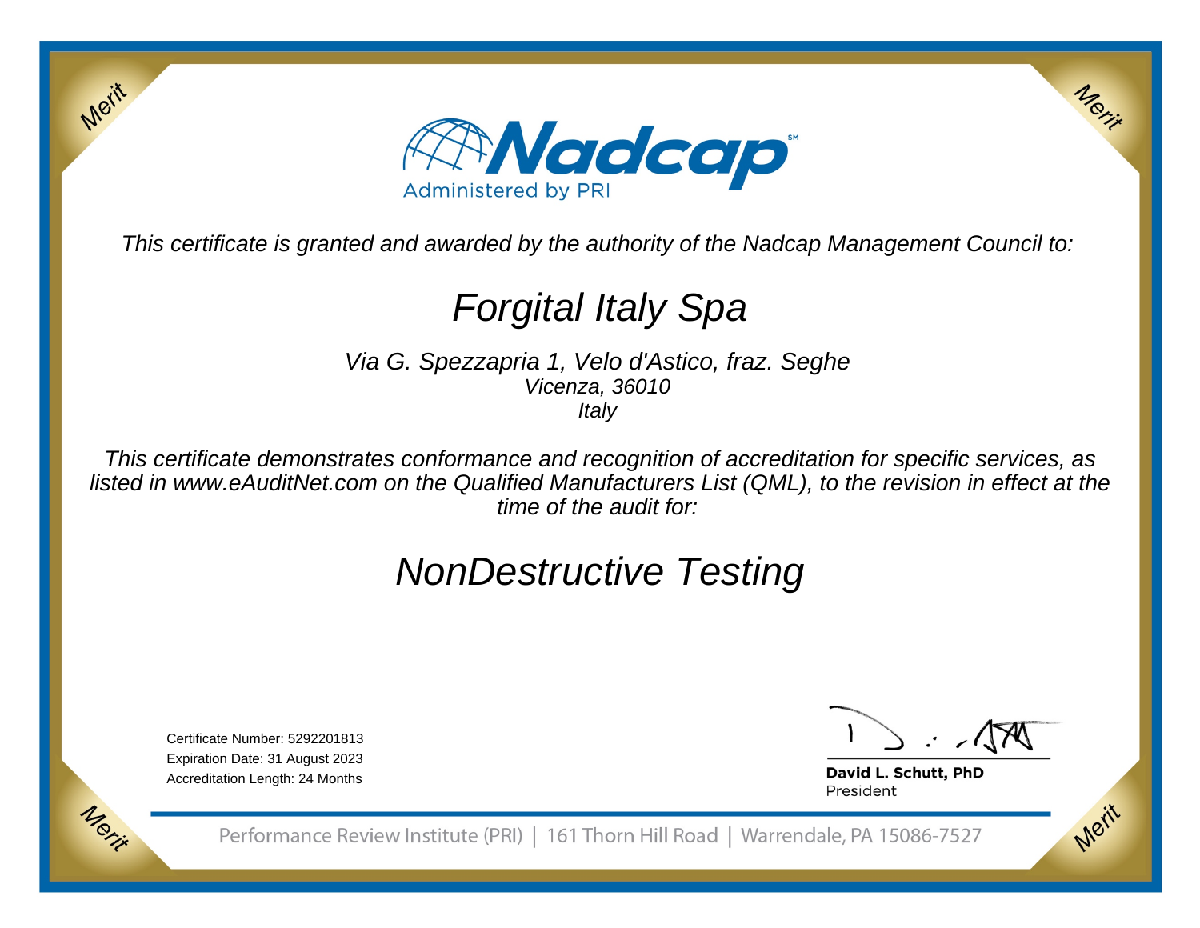Merit

Merit

# Nadcap

Administered by PRI

*This certificate is granted and awarded by the authority of the Nadcap Management Council to:*

# *Forgital Italy Spa*

*Via G. Spezzapria 1, Velo d'Astico, fraz. Seghe*
*Vicenza, 36010*
*Italy*

*This certificate demonstrates conformance and recognition of accreditation for specific services, as listed in www.eAuditNet.com on the Qualified Manufacturers List (QML), to the revision in effect at the time of the audit for:*

# *NonDestructive Testing*

Certificate Number: 5292201813
Expiration Date: 31 August 2023
Accreditation Length: 24 Months

**David L. Schutt, PhD**
President

Merit

Merit

Performance Review Institute (PRI) | 161 Thorn Hill Road | Warrendale, PA 15086-7527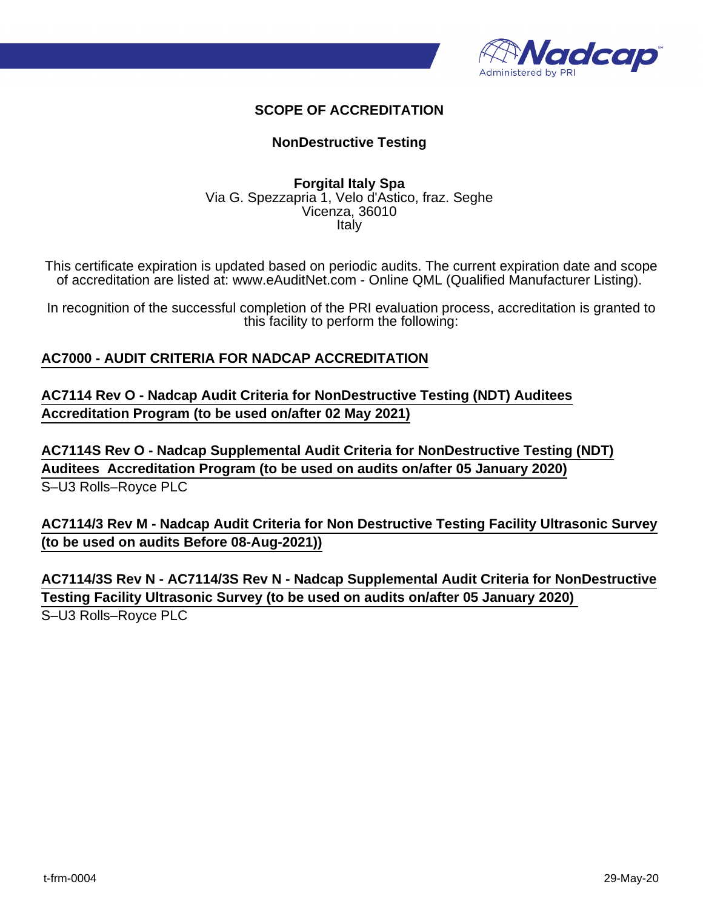## SCOPE OF ACCREDITATION

### NonDestructive Testing

**Forgital Italy Spa**
Via G. Spezzapria 1, Velo d'Astico, fraz. Seghe
Vicenza, 36010
Italy

This certificate expiration is updated based on periodic audits. The current expiration date and scope of accreditation are listed at: www.eAuditNet.com - Online QML (Qualified Manufacturer Listing).

In recognition of the successful completion of the PRI evaluation process, accreditation is granted to this facility to perform the following:

**AC7000 - AUDIT CRITERIA FOR NADCAP ACCREDITATION**

**AC7114 Rev O - Nadcap Audit Criteria for NonDestructive Testing (NDT) Auditees Accreditation Program (to be used on/after 02 May 2021)**

**AC7114S Rev O - Nadcap Supplemental Audit Criteria for NonDestructive Testing (NDT) Auditees Accreditation Program (to be used on audits on/after 05 January 2020)**

S–U3 Rolls–Royce PLC

**AC7114/3 Rev M - Nadcap Audit Criteria for Non Destructive Testing Facility Ultrasonic Survey (to be used on audits Before 08-Aug-2021))**

**AC7114/3S Rev N - AC7114/3S Rev N - Nadcap Supplemental Audit Criteria for NonDestructive Testing Facility Ultrasonic Survey (to be used on audits on/after 05 January 2020)**

S–U3 Rolls–Royce PLC

t-frm-0004 29-May-20